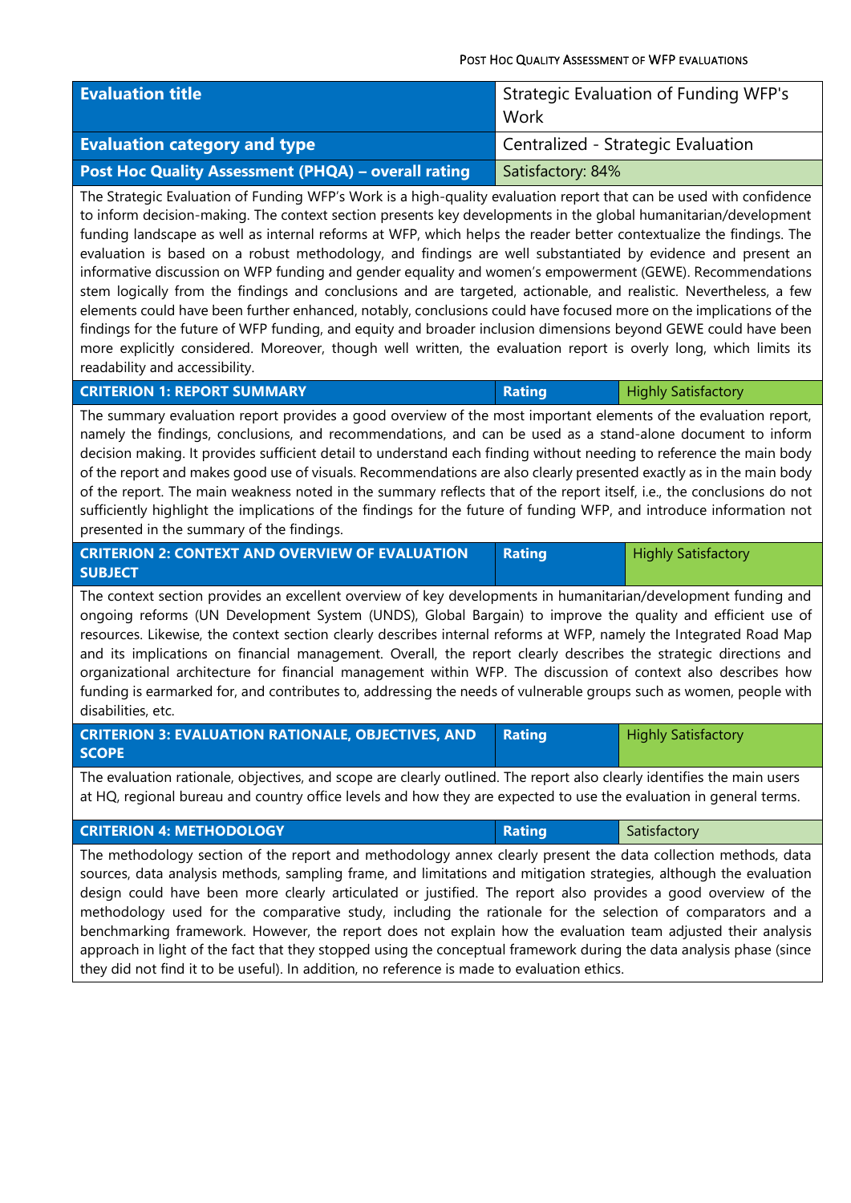| Evaluation title | Strategic Evaluation of Funding WFP's Work |
|---|---|
| **Evaluation category and type** | Centralized - Strategic Evaluation |
| **Post Hoc Quality Assessment (PHQA) – overall rating** | Satisfactory: 84% |

The Strategic Evaluation of Funding WFP's Work is a high-quality evaluation report that can be used with confidence to inform decision-making. The context section presents key developments in the global humanitarian/development funding landscape as well as internal reforms at WFP, which helps the reader better contextualize the findings. The evaluation is based on a robust methodology, and findings are well substantiated by evidence and present an informative discussion on WFP funding and gender equality and women's empowerment (GEWE). Recommendations stem logically from the findings and conclusions and are targeted, actionable, and realistic. Nevertheless, a few elements could have been further enhanced, notably, conclusions could have focused more on the implications of the findings for the future of WFP funding, and equity and broader inclusion dimensions beyond GEWE could have been more explicitly considered. Moreover, though well written, the evaluation report is overly long, which limits its readability and accessibility.

| CRITERION 1: REPORT SUMMARY | Rating | Highly Satisfactory |
|---|---|---|

The summary evaluation report provides a good overview of the most important elements of the evaluation report, namely the findings, conclusions, and recommendations, and can be used as a stand-alone document to inform decision making. It provides sufficient detail to understand each finding without needing to reference the main body of the report and makes good use of visuals. Recommendations are also clearly presented exactly as in the main body of the report. The main weakness noted in the summary reflects that of the report itself, i.e., the conclusions do not sufficiently highlight the implications of the findings for the future of funding WFP, and introduce information not presented in the summary of the findings.

| CRITERION 2: CONTEXT AND OVERVIEW OF EVALUATION SUBJECT | Rating | Highly Satisfactory |
|---|---|---|

The context section provides an excellent overview of key developments in humanitarian/development funding and ongoing reforms (UN Development System (UNDS), Global Bargain) to improve the quality and efficient use of resources. Likewise, the context section clearly describes internal reforms at WFP, namely the Integrated Road Map and its implications on financial management. Overall, the report clearly describes the strategic directions and organizational architecture for financial management within WFP. The discussion of context also describes how funding is earmarked for, and contributes to, addressing the needs of vulnerable groups such as women, people with disabilities, etc.

| CRITERION 3: EVALUATION RATIONALE, OBJECTIVES, AND SCOPE | Rating | Highly Satisfactory |
|---|---|---|

The evaluation rationale, objectives, and scope are clearly outlined. The report also clearly identifies the main users at HQ, regional bureau and country office levels and how they are expected to use the evaluation in general terms.

| CRITERION 4: METHODOLOGY | Rating | Satisfactory |
|---|---|---|

The methodology section of the report and methodology annex clearly present the data collection methods, data sources, data analysis methods, sampling frame, and limitations and mitigation strategies, although the evaluation design could have been more clearly articulated or justified. The report also provides a good overview of the methodology used for the comparative study, including the rationale for the selection of comparators and a benchmarking framework. However, the report does not explain how the evaluation team adjusted their analysis approach in light of the fact that they stopped using the conceptual framework during the data analysis phase (since they did not find it to be useful). In addition, no reference is made to evaluation ethics.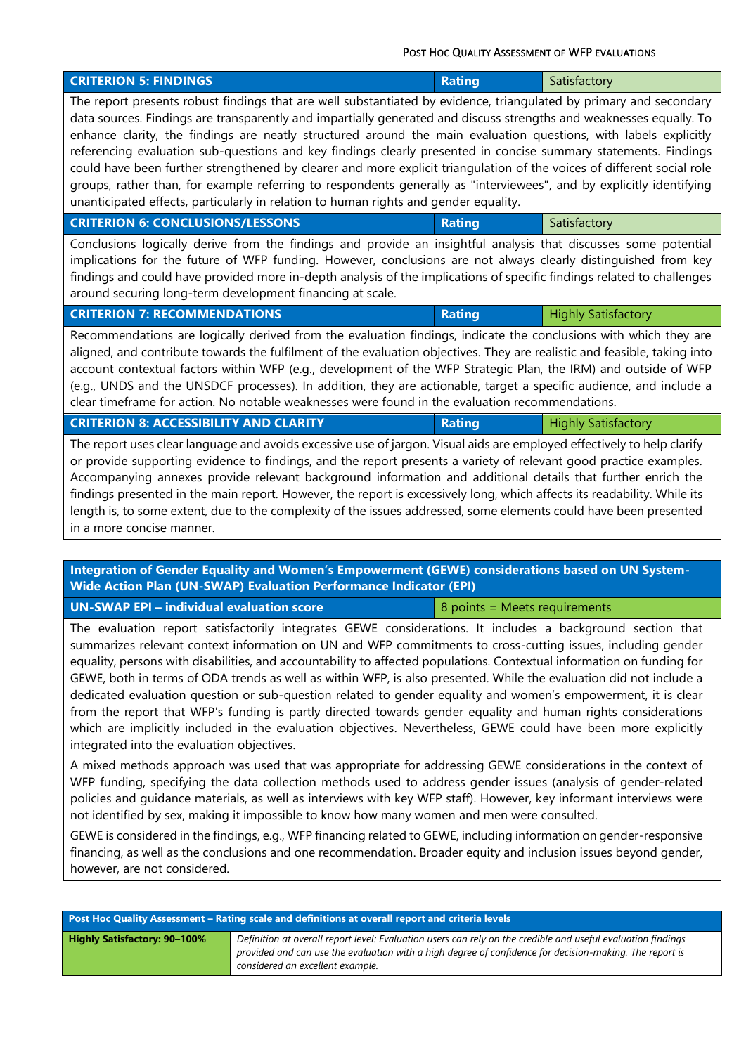| CRITERION 5: FINDINGS | Rating | Satisfactory |
|---|---|---|

The report presents robust findings that are well substantiated by evidence, triangulated by primary and secondary data sources. Findings are transparently and impartially generated and discuss strengths and weaknesses equally. To enhance clarity, the findings are neatly structured around the main evaluation questions, with labels explicitly referencing evaluation sub-questions and key findings clearly presented in concise summary statements. Findings could have been further strengthened by clearer and more explicit triangulation of the voices of different social role groups, rather than, for example referring to respondents generally as "interviewees", and by explicitly identifying unanticipated effects, particularly in relation to human rights and gender equality.

| CRITERION 6: CONCLUSIONS/LESSONS | Rating | Satisfactory |
|---|---|---|

Conclusions logically derive from the findings and provide an insightful analysis that discusses some potential implications for the future of WFP funding. However, conclusions are not always clearly distinguished from key findings and could have provided more in-depth analysis of the implications of specific findings related to challenges around securing long-term development financing at scale.

| CRITERION 7: RECOMMENDATIONS | Rating | Highly Satisfactory |
|---|---|---|

Recommendations are logically derived from the evaluation findings, indicate the conclusions with which they are aligned, and contribute towards the fulfilment of the evaluation objectives. They are realistic and feasible, taking into account contextual factors within WFP (e.g., development of the WFP Strategic Plan, the IRM) and outside of WFP (e.g., UNDS and the UNSDCF processes). In addition, they are actionable, target a specific audience, and include a clear timeframe for action. No notable weaknesses were found in the evaluation recommendations.

| CRITERION 8: ACCESSIBILITY AND CLARITY | Rating | Highly Satisfactory |
|---|---|---|

The report uses clear language and avoids excessive use of jargon. Visual aids are employed effectively to help clarify or provide supporting evidence to findings, and the report presents a variety of relevant good practice examples. Accompanying annexes provide relevant background information and additional details that further enrich the findings presented in the main report. However, the report is excessively long, which affects its readability. While its length is, to some extent, due to the complexity of the issues addressed, some elements could have been presented in a more concise manner.

**Integration of Gender Equality and Women's Empowerment (GEWE) considerations based on UN System-Wide Action Plan (UN-SWAP) Evaluation Performance Indicator (EPI)**

| UN-SWAP EPI – individual evaluation score | 8 points = Meets requirements |
|---|---|

The evaluation report satisfactorily integrates GEWE considerations. It includes a background section that summarizes relevant context information on UN and WFP commitments to cross-cutting issues, including gender equality, persons with disabilities, and accountability to affected populations. Contextual information on funding for GEWE, both in terms of ODA trends as well as within WFP, is also presented. While the evaluation did not include a dedicated evaluation question or sub-question related to gender equality and women's empowerment, it is clear from the report that WFP's funding is partly directed towards gender equality and human rights considerations which are implicitly included in the evaluation objectives. Nevertheless, GEWE could have been more explicitly integrated into the evaluation objectives.

A mixed methods approach was used that was appropriate for addressing GEWE considerations in the context of WFP funding, specifying the data collection methods used to address gender issues (analysis of gender-related policies and guidance materials, as well as interviews with key WFP staff). However, key informant interviews were not identified by sex, making it impossible to know how many women and men were consulted.

GEWE is considered in the findings, e.g., WFP financing related to GEWE, including information on gender-responsive financing, as well as the conclusions and one recommendation. Broader equity and inclusion issues beyond gender, however, are not considered.

| Post Hoc Quality Assessment – Rating scale and definitions at overall report and criteria levels | |
|---|---|
| **Highly Satisfactory: 90–100%** | *Definition at overall report level: Evaluation users can rely on the credible and useful evaluation findings provided and can use the evaluation with a high degree of confidence for decision-making. The report is considered an excellent example.* |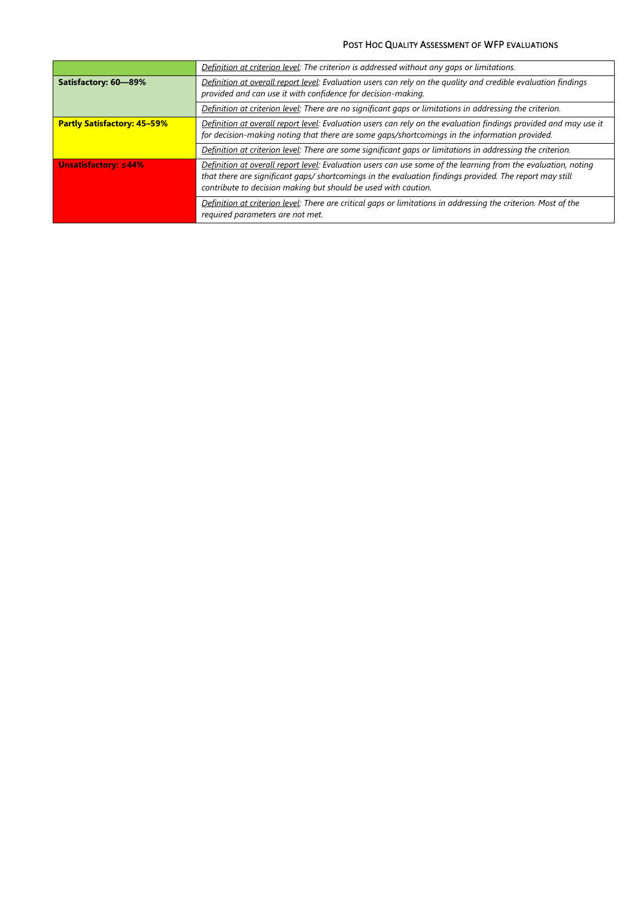| | |
|---|---|
| | *Definition at criterion level: The criterion is addressed without any gaps or limitations.* |
| **Satisfactory: 60—89%** | *Definition at overall report level: Evaluation users can rely on the quality and credible evaluation findings provided and can use it with confidence for decision-making.* |
| | *Definition at criterion level: There are no significant gaps or limitations in addressing the criterion.* |
| **Partly Satisfactory: 45–59%** | *Definition at overall report level: Evaluation users can rely on the evaluation findings provided and may use it for decision-making noting that there are some gaps/shortcomings in the information provided.* |
| | *Definition at criterion level: There are some significant gaps or limitations in addressing the criterion.* |
| **Unsatisfactory: ≤44%** | *Definition at overall report level: Evaluation users can use some of the learning from the evaluation, noting that there are significant gaps/ shortcomings in the evaluation findings provided. The report may still contribute to decision making but should be used with caution.* |
| | *Definition at criterion level: There are critical gaps or limitations in addressing the criterion. Most of the required parameters are not met.* |